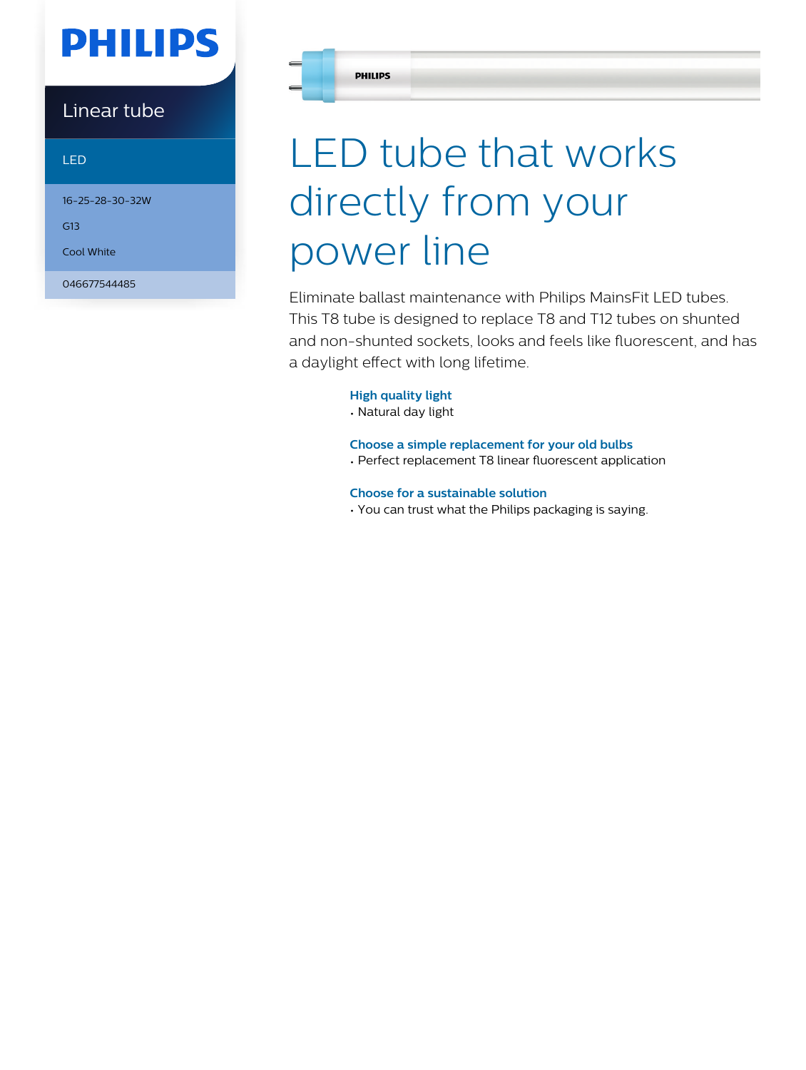PHILIPS

Linear tube

LED

16-25-28-30-32W

G13

Cool White

046677544485

# LED tube that works directly from your power line

Eliminate ballast maintenance with Philips MainsFit LED tubes. This T8 tube is designed to replace T8 and T12 tubes on shunted and non-shunted sockets, looks and feels like fluorescent, and has a daylight effect with long lifetime.

### High quality light

- Natural day light

### Choose a simple replacement for your old bulbs

- Perfect replacement T8 linear fluorescent application

### Choose for a sustainable solution

- You can trust what the Philips packaging is saying.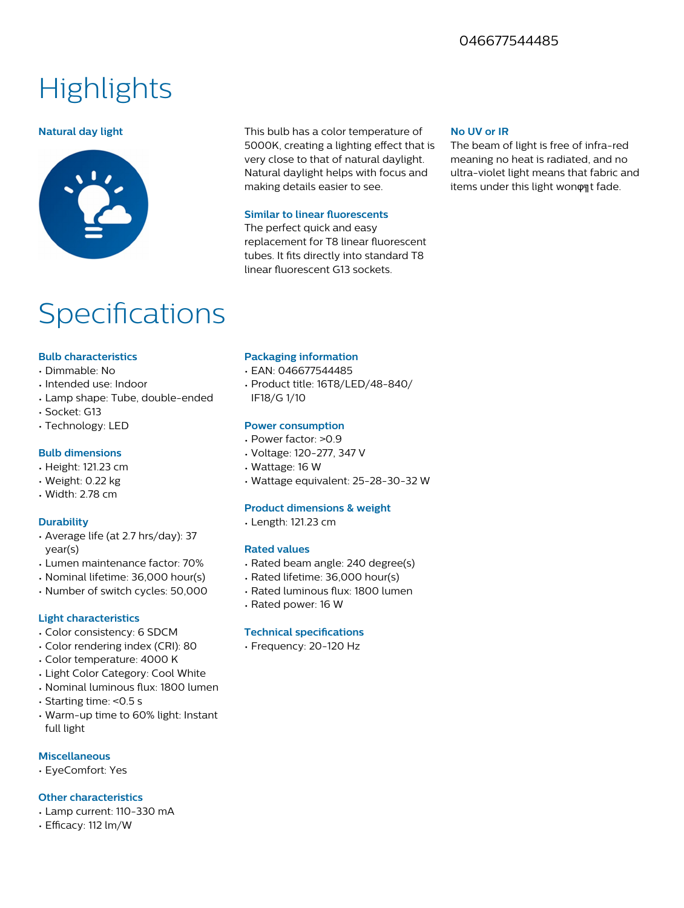046677544485

# Highlights

### Natural day light

This bulb has a color temperature of 5000K, creating a lighting effect that is very close to that of natural daylight. Natural daylight helps with focus and making details easier to see.

### Similar to linear fluorescents

The perfect quick and easy replacement for T8 linear fluorescent tubes. It fits directly into standard T8 linear fluorescent G13 sockets.

### No UV or IR

The beam of light is free of infra-red meaning no heat is radiated, and no ultra-violet light means that fabric and items under this light wonφ╗t fade.

# Specifications

### Bulb characteristics

- Dimmable: No
- Intended use: Indoor
- Lamp shape: Tube, double-ended
- Socket: G13
- Technology: LED

### Bulb dimensions

- Height: 121.23 cm
- Weight: 0.22 kg
- Width: 2.78 cm

### Durability

- Average life (at 2.7 hrs/day): 37 year(s)
- Lumen maintenance factor: 70%
- Nominal lifetime: 36,000 hour(s)
- Number of switch cycles: 50,000

### Light characteristics

- Color consistency: 6 SDCM
- Color rendering index (CRI): 80
- Color temperature: 4000 K
- Light Color Category: Cool White
- Nominal luminous flux: 1800 lumen
- Starting time: <0.5 s
- Warm-up time to 60% light: Instant full light

### Miscellaneous

- EyeComfort: Yes

### Other characteristics

- Lamp current: 110-330 mA
- Efficacy: 112 lm/W

### Packaging information

- EAN: 046677544485
- Product title: 16T8/LED/48-840/IF18/G 1/10

### Power consumption

- Power factor: >0.9
- Voltage: 120-277, 347 V
- Wattage: 16 W
- Wattage equivalent: 25-28-30-32 W

### Product dimensions & weight

- Length: 121.23 cm

### Rated values

- Rated beam angle: 240 degree(s)
- Rated lifetime: 36,000 hour(s)
- Rated luminous flux: 1800 lumen
- Rated power: 16 W

### Technical specifications

- Frequency: 20-120 Hz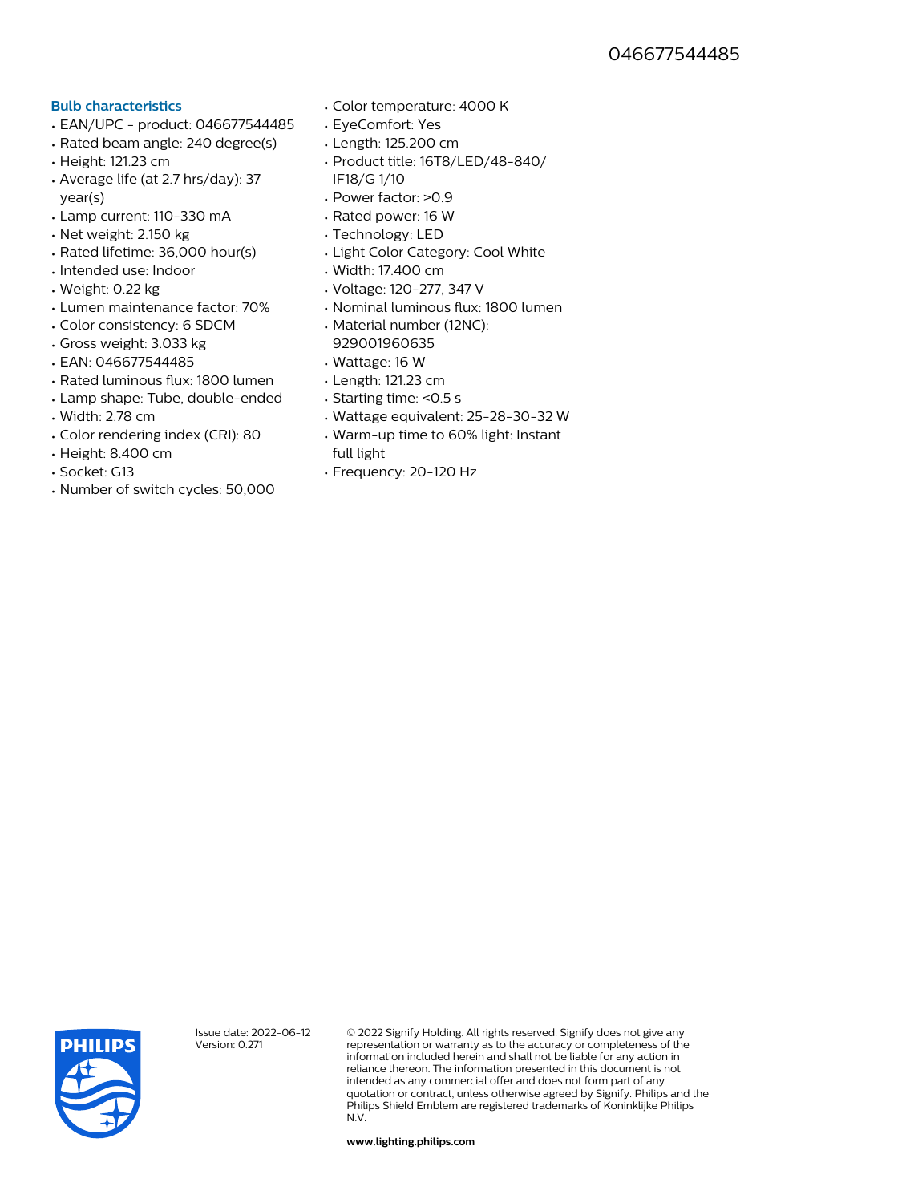046677544485

### Bulb characteristics

- EAN/UPC - product: 046677544485
- Rated beam angle: 240 degree(s)
- Height: 121.23 cm
- Average life (at 2.7 hrs/day): 37 year(s)
- Lamp current: 110-330 mA
- Net weight: 2.150 kg
- Rated lifetime: 36,000 hour(s)
- Intended use: Indoor
- Weight: 0.22 kg
- Lumen maintenance factor: 70%
- Color consistency: 6 SDCM
- Gross weight: 3.033 kg
- EAN: 046677544485
- Rated luminous flux: 1800 lumen
- Lamp shape: Tube, double-ended
- Width: 2.78 cm
- Color rendering index (CRI): 80
- Height: 8.400 cm
- Socket: G13
- Number of switch cycles: 50,000
- Color temperature: 4000 K
- EyeComfort: Yes
- Length: 125.200 cm
- Product title: 16T8/LED/48-840/IF18/G 1/10
- Power factor: >0.9
- Rated power: 16 W
- Technology: LED
- Light Color Category: Cool White
- Width: 17.400 cm
- Voltage: 120-277, 347 V
- Nominal luminous flux: 1800 lumen
- Material number (12NC): 929001960635
- Wattage: 16 W
- Length: 121.23 cm
- Starting time: <0.5 s
- Wattage equivalent: 25-28-30-32 W
- Warm-up time to 60% light: Instant full light
- Frequency: 20-120 Hz

Issue date: 2022-06-12
Version: 0.271

© 2022 Signify Holding. All rights reserved. Signify does not give any representation or warranty as to the accuracy or completeness of the information included herein and shall not be liable for any action in reliance thereon. The information presented in this document is not intended as any commercial offer and does not form part of any quotation or contract, unless otherwise agreed by Signify. Philips and the Philips Shield Emblem are registered trademarks of Koninklijke Philips N.V.

**www.lighting.philips.com**